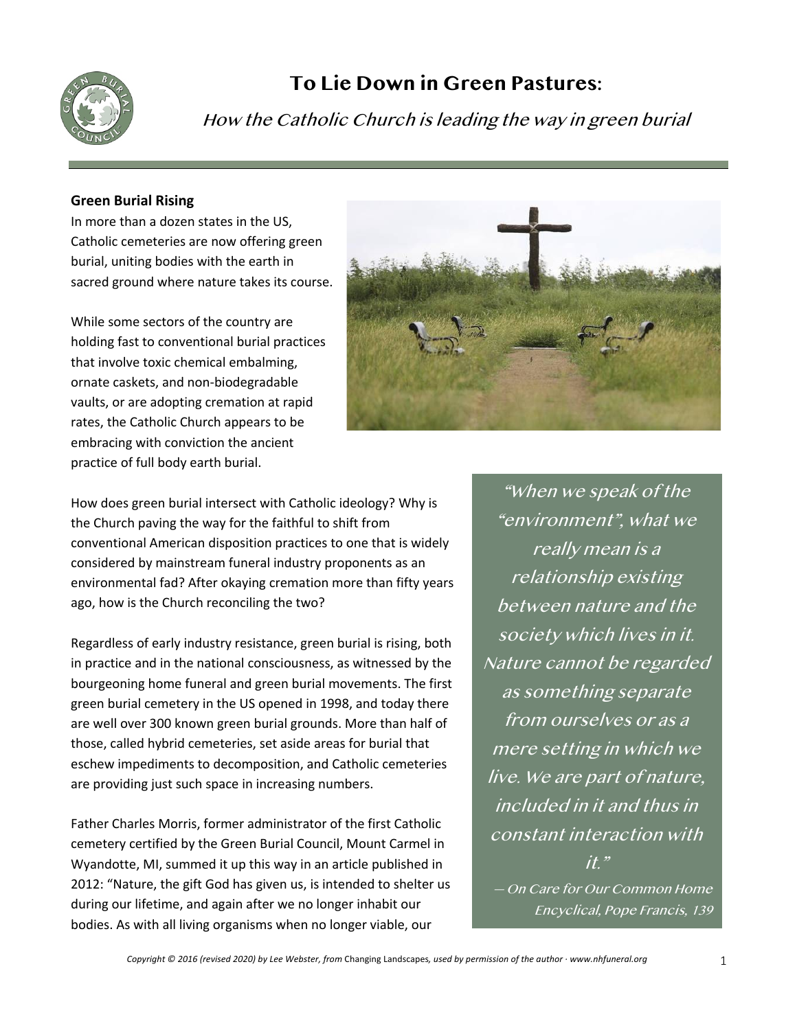# To Lie Down in Green Pastures:

*How the Catholic Church is leading the way in green burial*

### Green Burial Rising

In more than a dozen states in the US, Catholic cemeteries are now offering green burial, uniting bodies with the earth in sacred ground where nature takes its course.

While some sectors of the country are holding fast to conventional burial practices that involve toxic chemical embalming, ornate caskets, and non-biodegradable vaults, or are adopting cremation at rapid rates, the Catholic Church appears to be embracing with conviction the ancient practice of full body earth burial.

How does green burial intersect with Catholic ideology? Why is the Church paving the way for the faithful to shift from conventional American disposition practices to one that is widely considered by mainstream funeral industry proponents as an environmental fad? After okaying cremation more than fifty years ago, how is the Church reconciling the two?

> *"When we speak of the "environment", what we really mean is a relationship existing between nature and the society which lives in it. Nature cannot be regarded as something separate from ourselves or as a mere setting in which we live. We are part of nature, included in it and thus in constant interaction with it."*
>
> *— On Care for Our Common Home Encyclical, Pope Francis, 139*

Regardless of early industry resistance, green burial is rising, both in practice and in the national consciousness, as witnessed by the bourgeoning home funeral and green burial movements. The first green burial cemetery in the US opened in 1998, and today there are well over 300 known green burial grounds. More than half of those, called hybrid cemeteries, set aside areas for burial that eschew impediments to decomposition, and Catholic cemeteries are providing just such space in increasing numbers.

Father Charles Morris, former administrator of the first Catholic cemetery certified by the Green Burial Council, Mount Carmel in Wyandotte, MI, summed it up this way in an article published in 2012: "Nature, the gift God has given us, is intended to shelter us during our lifetime, and again after we no longer inhabit our bodies. As with all living organisms when no longer viable, our

*Copyright © 2016 (revised 2020) by Lee Webster, from* Changing Landscapes*, used by permission of the author · www.nhfuneral.org*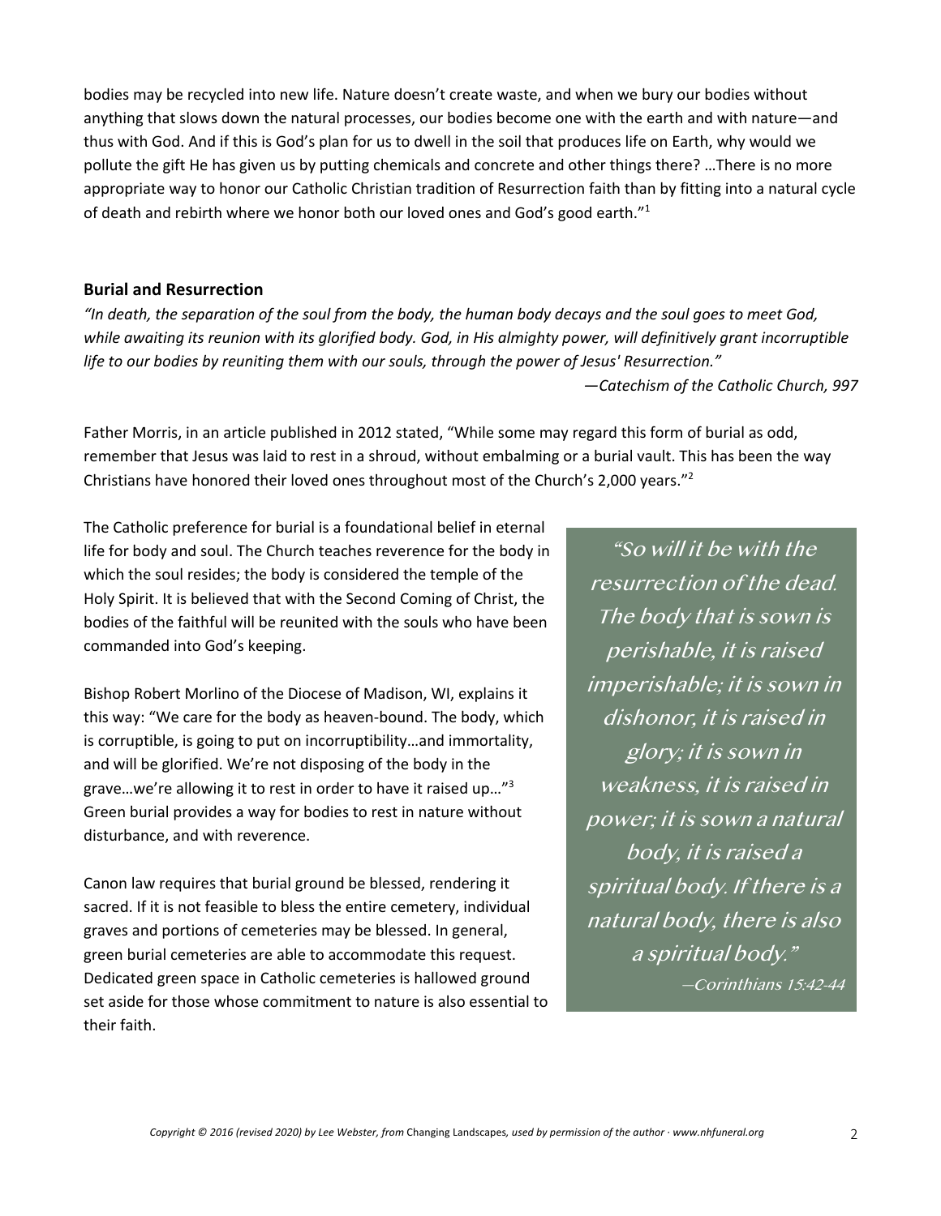bodies may be recycled into new life. Nature doesn't create waste, and when we bury our bodies without anything that slows down the natural processes, our bodies become one with the earth and with nature—and thus with God. And if this is God's plan for us to dwell in the soil that produces life on Earth, why would we pollute the gift He has given us by putting chemicals and concrete and other things there? …There is no more appropriate way to honor our Catholic Christian tradition of Resurrection faith than by fitting into a natural cycle of death and rebirth where we honor both our loved ones and God's good earth."[1]

### Burial and Resurrection

*"In death, the separation of the soul from the body, the human body decays and the soul goes to meet God, while awaiting its reunion with its glorified body. God, in His almighty power, will definitively grant incorruptible life to our bodies by reuniting them with our souls, through the power of Jesus' Resurrection."*

*—Catechism of the Catholic Church, 997*

Father Morris, in an article published in 2012 stated, "While some may regard this form of burial as odd, remember that Jesus was laid to rest in a shroud, without embalming or a burial vault. This has been the way Christians have honored their loved ones throughout most of the Church's 2,000 years."[2]

The Catholic preference for burial is a foundational belief in eternal life for body and soul. The Church teaches reverence for the body in which the soul resides; the body is considered the temple of the Holy Spirit. It is believed that with the Second Coming of Christ, the bodies of the faithful will be reunited with the souls who have been commanded into God's keeping.

Bishop Robert Morlino of the Diocese of Madison, WI, explains it this way: "We care for the body as heaven-bound. The body, which is corruptible, is going to put on incorruptibility…and immortality, and will be glorified. We're not disposing of the body in the grave…we're allowing it to rest in order to have it raised up…"[3] Green burial provides a way for bodies to rest in nature without disturbance, and with reverence.

Canon law requires that burial ground be blessed, rendering it sacred. If it is not feasible to bless the entire cemetery, individual graves and portions of cemeteries may be blessed. In general, green burial cemeteries are able to accommodate this request. Dedicated green space in Catholic cemeteries is hallowed ground set aside for those whose commitment to nature is also essential to their faith.

> *"So will it be with the resurrection of the dead. The body that is sown is perishable, it is raised imperishable; it is sown in dishonor, it is raised in glory; it is sown in weakness, it is raised in power; it is sown a natural body, it is raised a spiritual body. If there is a natural body, there is also a spiritual body."*
>
> *—Corinthians 15:42-44*

*Copyright © 2016 (revised 2020) by Lee Webster, from* Changing Landscapes*, used by permission of the author · www.nhfuneral.org*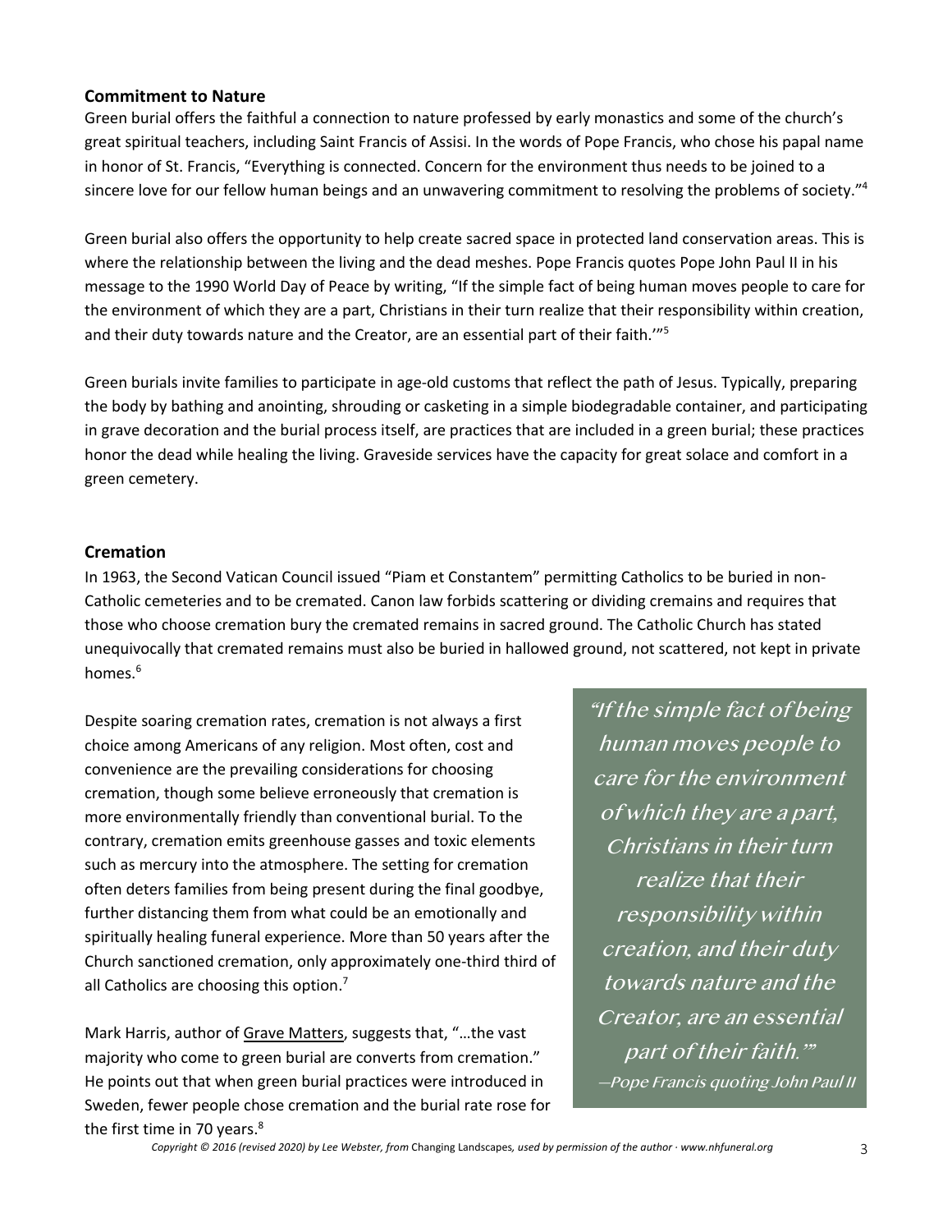### Commitment to Nature

Green burial offers the faithful a connection to nature professed by early monastics and some of the church's great spiritual teachers, including Saint Francis of Assisi. In the words of Pope Francis, who chose his papal name in honor of St. Francis, "Everything is connected. Concern for the environment thus needs to be joined to a sincere love for our fellow human beings and an unwavering commitment to resolving the problems of society."[4]

Green burial also offers the opportunity to help create sacred space in protected land conservation areas. This is where the relationship between the living and the dead meshes. Pope Francis quotes Pope John Paul II in his message to the 1990 World Day of Peace by writing, "If the simple fact of being human moves people to care for the environment of which they are a part, Christians in their turn realize that their responsibility within creation, and their duty towards nature and the Creator, are an essential part of their faith.'"[5]

Green burials invite families to participate in age-old customs that reflect the path of Jesus. Typically, preparing the body by bathing and anointing, shrouding or casketing in a simple biodegradable container, and participating in grave decoration and the burial process itself, are practices that are included in a green burial; these practices honor the dead while healing the living. Graveside services have the capacity for great solace and comfort in a green cemetery.

### Cremation

In 1963, the Second Vatican Council issued "Piam et Constantem" permitting Catholics to be buried in non-Catholic cemeteries and to be cremated. Canon law forbids scattering or dividing cremains and requires that those who choose cremation bury the cremated remains in sacred ground. The Catholic Church has stated unequivocally that cremated remains must also be buried in hallowed ground, not scattered, not kept in private homes.[6]

Despite soaring cremation rates, cremation is not always a first choice among Americans of any religion. Most often, cost and convenience are the prevailing considerations for choosing cremation, though some believe erroneously that cremation is more environmentally friendly than conventional burial. To the contrary, cremation emits greenhouse gasses and toxic elements such as mercury into the atmosphere. The setting for cremation often deters families from being present during the final goodbye, further distancing them from what could be an emotionally and spiritually healing funeral experience. More than 50 years after the Church sanctioned cremation, only approximately one-third third of all Catholics are choosing this option.[7]

> *"If the simple fact of being human moves people to care for the environment of which they are a part, Christians in their turn realize that their responsibility within creation, and their duty towards nature and the Creator, are an essential part of their faith.'"*
>
> *—Pope Francis quoting John Paul II*

Mark Harris, author of Grave Matters, suggests that, "…the vast majority who come to green burial are converts from cremation." He points out that when green burial practices were introduced in Sweden, fewer people chose cremation and the burial rate rose for the first time in 70 years.[8]

*Copyright © 2016 (revised 2020) by Lee Webster, from* Changing Landscapes*, used by permission of the author · www.nhfuneral.org*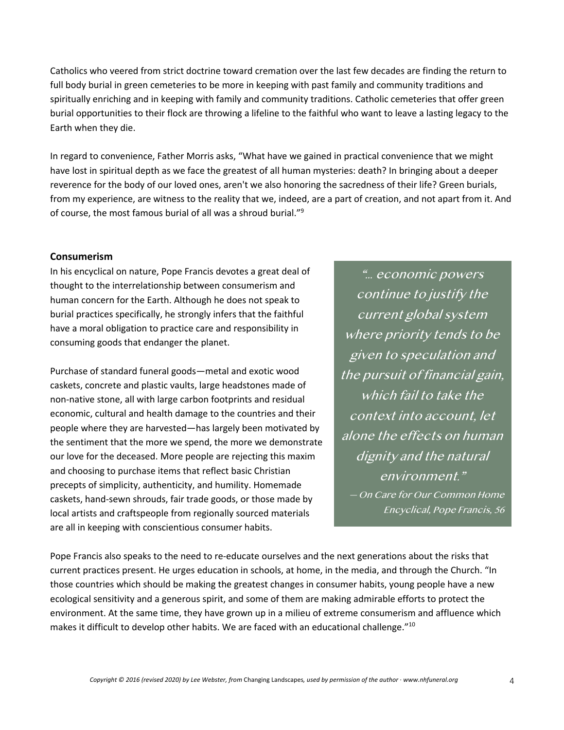Catholics who veered from strict doctrine toward cremation over the last few decades are finding the return to full body burial in green cemeteries to be more in keeping with past family and community traditions and spiritually enriching and in keeping with family and community traditions. Catholic cemeteries that offer green burial opportunities to their flock are throwing a lifeline to the faithful who want to leave a lasting legacy to the Earth when they die.

In regard to convenience, Father Morris asks, "What have we gained in practical convenience that we might have lost in spiritual depth as we face the greatest of all human mysteries: death? In bringing about a deeper reverence for the body of our loved ones, aren't we also honoring the sacredness of their life? Green burials, from my experience, are witness to the reality that we, indeed, are a part of creation, and not apart from it. And of course, the most famous burial of all was a shroud burial."[9]

### Consumerism

In his encyclical on nature, Pope Francis devotes a great deal of thought to the interrelationship between consumerism and human concern for the Earth. Although he does not speak to burial practices specifically, he strongly infers that the faithful have a moral obligation to practice care and responsibility in consuming goods that endanger the planet.

Purchase of standard funeral goods—metal and exotic wood caskets, concrete and plastic vaults, large headstones made of non-native stone, all with large carbon footprints and residual economic, cultural and health damage to the countries and their people where they are harvested—has largely been motivated by the sentiment that the more we spend, the more we demonstrate our love for the deceased. More people are rejecting this maxim and choosing to purchase items that reflect basic Christian precepts of simplicity, authenticity, and humility. Homemade caskets, hand-sewn shrouds, fair trade goods, or those made by local artists and craftspeople from regionally sourced materials are all in keeping with conscientious consumer habits.

> *"… economic powers continue to justify the current global system where priority tends to be given to speculation and the pursuit of financial gain, which fail to take the context into account, let alone the effects on human dignity and the natural environment."*
>
> *— On Care for Our Common Home Encyclical, Pope Francis, 56*

Pope Francis also speaks to the need to re-educate ourselves and the next generations about the risks that current practices present. He urges education in schools, at home, in the media, and through the Church. "In those countries which should be making the greatest changes in consumer habits, young people have a new ecological sensitivity and a generous spirit, and some of them are making admirable efforts to protect the environment. At the same time, they have grown up in a milieu of extreme consumerism and affluence which makes it difficult to develop other habits. We are faced with an educational challenge."[10]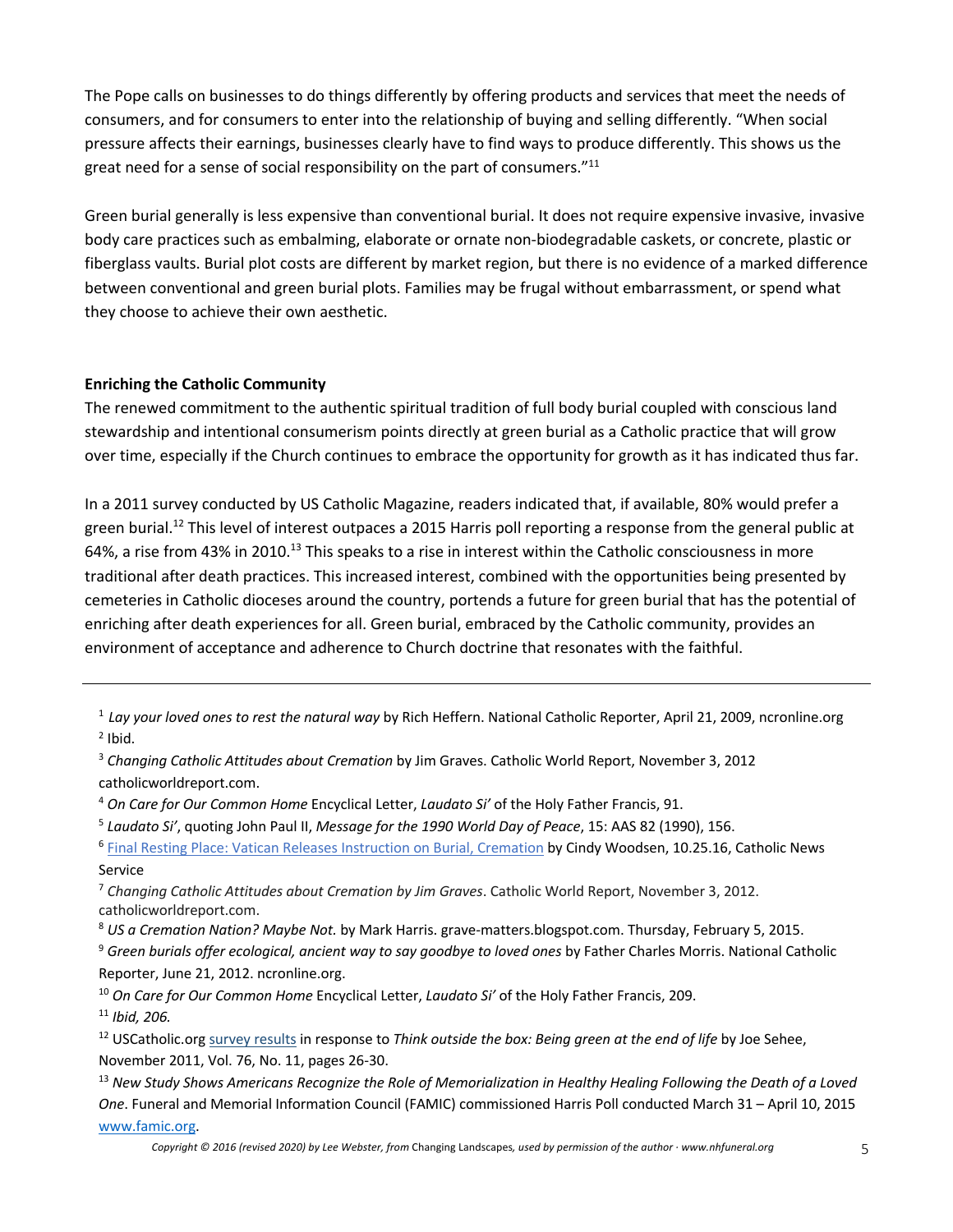The Pope calls on businesses to do things differently by offering products and services that meet the needs of consumers, and for consumers to enter into the relationship of buying and selling differently. "When social pressure affects their earnings, businesses clearly have to find ways to produce differently. This shows us the great need for a sense of social responsibility on the part of consumers."[11]

Green burial generally is less expensive than conventional burial. It does not require expensive invasive, invasive body care practices such as embalming, elaborate or ornate non-biodegradable caskets, or concrete, plastic or fiberglass vaults. Burial plot costs are different by market region, but there is no evidence of a marked difference between conventional and green burial plots. Families may be frugal without embarrassment, or spend what they choose to achieve their own aesthetic.

**Enriching the Catholic Community**

The renewed commitment to the authentic spiritual tradition of full body burial coupled with conscious land stewardship and intentional consumerism points directly at green burial as a Catholic practice that will grow over time, especially if the Church continues to embrace the opportunity for growth as it has indicated thus far.

In a 2011 survey conducted by US Catholic Magazine, readers indicated that, if available, 80% would prefer a green burial.[12] This level of interest outpaces a 2015 Harris poll reporting a response from the general public at 64%, a rise from 43% in 2010.[13] This speaks to a rise in interest within the Catholic consciousness in more traditional after death practices. This increased interest, combined with the opportunities being presented by cemeteries in Catholic dioceses around the country, portends a future for green burial that has the potential of enriching after death experiences for all. Green burial, embraced by the Catholic community, provides an environment of acceptance and adherence to Church doctrine that resonates with the faithful.

---

[1] *Lay your loved ones to rest the natural way* by Rich Heffern. National Catholic Reporter, April 21, 2009, ncronline.org
[2] Ibid.
[3] *Changing Catholic Attitudes about Cremation* by Jim Graves. Catholic World Report, November 3, 2012 catholicworldreport.com.
[4] *On Care for Our Common Home* Encyclical Letter, *Laudato Si'* of the Holy Father Francis, 91.
[5] *Laudato Si'*, quoting John Paul II, *Message for the 1990 World Day of Peace*, 15: AAS 82 (1990), 156.
[6] Final Resting Place: Vatican Releases Instruction on Burial, Cremation by Cindy Woodsen, 10.25.16, Catholic News Service
[7] *Changing Catholic Attitudes about Cremation by Jim Graves*. Catholic World Report, November 3, 2012. catholicworldreport.com.
[8] *US a Cremation Nation? Maybe Not.* by Mark Harris. grave-matters.blogspot.com. Thursday, February 5, 2015.
[9] *Green burials offer ecological, ancient way to say goodbye to loved ones* by Father Charles Morris. National Catholic Reporter, June 21, 2012. ncronline.org.
[10] *On Care for Our Common Home* Encyclical Letter, *Laudato Si'* of the Holy Father Francis, 209.
[11] *Ibid, 206.*
[12] USCatholic.org survey results in response to *Think outside the box: Being green at the end of life* by Joe Sehee, November 2011, Vol. 76, No. 11, pages 26-30.
[13] *New Study Shows Americans Recognize the Role of Memorialization in Healthy Healing Following the Death of a Loved One*. Funeral and Memorial Information Council (FAMIC) commissioned Harris Poll conducted March 31 – April 10, 2015 www.famic.org.

*Copyright © 2016 (revised 2020) by Lee Webster, from* Changing Landscapes*, used by permission of the author · www.nhfuneral.org*